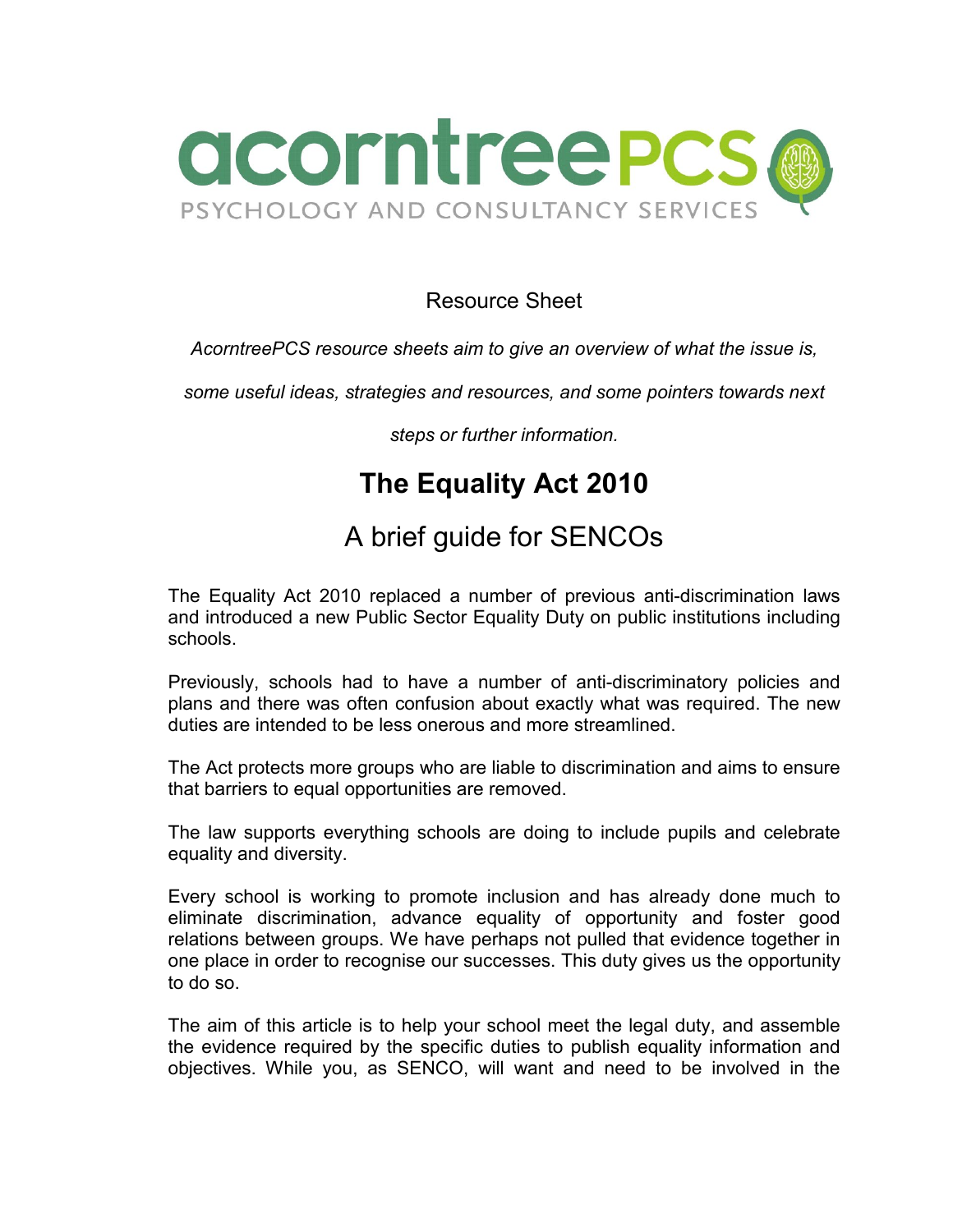acorntreePCS

PSYCHOLOGY AND CONSULTANCY SERVICES

Resource Sheet

*AcorntreePCS resource sheets aim to give an overview of what the issue is, some useful ideas, strategies and resources, and some pointers towards next steps or further information.*

# The Equality Act 2010

## A brief guide for SENCOs

The Equality Act 2010 replaced a number of previous anti-discrimination laws and introduced a new Public Sector Equality Duty on public institutions including schools.

Previously, schools had to have a number of anti-discriminatory policies and plans and there was often confusion about exactly what was required. The new duties are intended to be less onerous and more streamlined.

The Act protects more groups who are liable to discrimination and aims to ensure that barriers to equal opportunities are removed.

The law supports everything schools are doing to include pupils and celebrate equality and diversity.

Every school is working to promote inclusion and has already done much to eliminate discrimination, advance equality of opportunity and foster good relations between groups. We have perhaps not pulled that evidence together in one place in order to recognise our successes. This duty gives us the opportunity to do so.

The aim of this article is to help your school meet the legal duty, and assemble the evidence required by the specific duties to publish equality information and objectives. While you, as SENCO, will want and need to be involved in the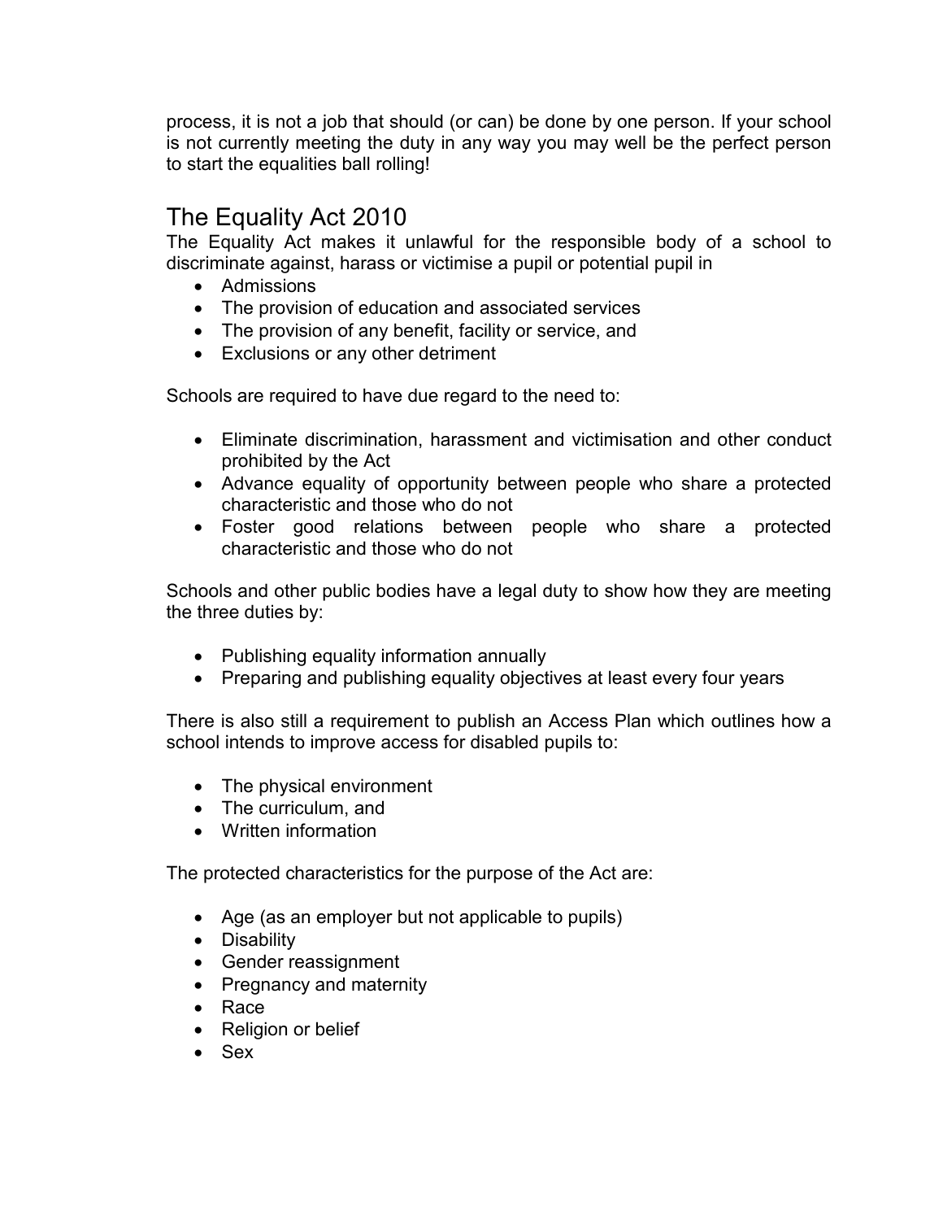process, it is not a job that should (or can) be done by one person. If your school is not currently meeting the duty in any way you may well be the perfect person to start the equalities ball rolling!

## The Equality Act 2010

The Equality Act makes it unlawful for the responsible body of a school to discriminate against, harass or victimise a pupil or potential pupil in

- Admissions
- The provision of education and associated services
- The provision of any benefit, facility or service, and
- Exclusions or any other detriment

Schools are required to have due regard to the need to:

- Eliminate discrimination, harassment and victimisation and other conduct prohibited by the Act
- Advance equality of opportunity between people who share a protected characteristic and those who do not
- Foster good relations between people who share a protected characteristic and those who do not

Schools and other public bodies have a legal duty to show how they are meeting the three duties by:

- Publishing equality information annually
- Preparing and publishing equality objectives at least every four years

There is also still a requirement to publish an Access Plan which outlines how a school intends to improve access for disabled pupils to:

- The physical environment
- The curriculum, and
- Written information

The protected characteristics for the purpose of the Act are:

- Age (as an employer but not applicable to pupils)
- Disability
- Gender reassignment
- Pregnancy and maternity
- Race
- Religion or belief
- Sex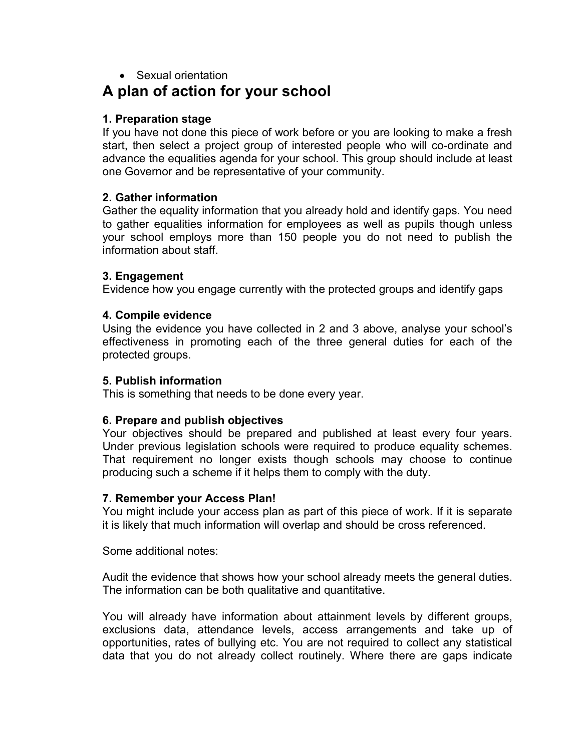- Sexual orientation

# A plan of action for your school

### 1. Preparation stage

If you have not done this piece of work before or you are looking to make a fresh start, then select a project group of interested people who will co-ordinate and advance the equalities agenda for your school. This group should include at least one Governor and be representative of your community.

### 2. Gather information

Gather the equality information that you already hold and identify gaps. You need to gather equalities information for employees as well as pupils though unless your school employs more than 150 people you do not need to publish the information about staff.

### 3. Engagement

Evidence how you engage currently with the protected groups and identify gaps

### 4. Compile evidence

Using the evidence you have collected in 2 and 3 above, analyse your school's effectiveness in promoting each of the three general duties for each of the protected groups.

### 5. Publish information

This is something that needs to be done every year.

### 6. Prepare and publish objectives

Your objectives should be prepared and published at least every four years. Under previous legislation schools were required to produce equality schemes. That requirement no longer exists though schools may choose to continue producing such a scheme if it helps them to comply with the duty.

### 7. Remember your Access Plan!

You might include your access plan as part of this piece of work. If it is separate it is likely that much information will overlap and should be cross referenced.

Some additional notes:

Audit the evidence that shows how your school already meets the general duties. The information can be both qualitative and quantitative.

You will already have information about attainment levels by different groups, exclusions data, attendance levels, access arrangements and take up of opportunities, rates of bullying etc. You are not required to collect any statistical data that you do not already collect routinely. Where there are gaps indicate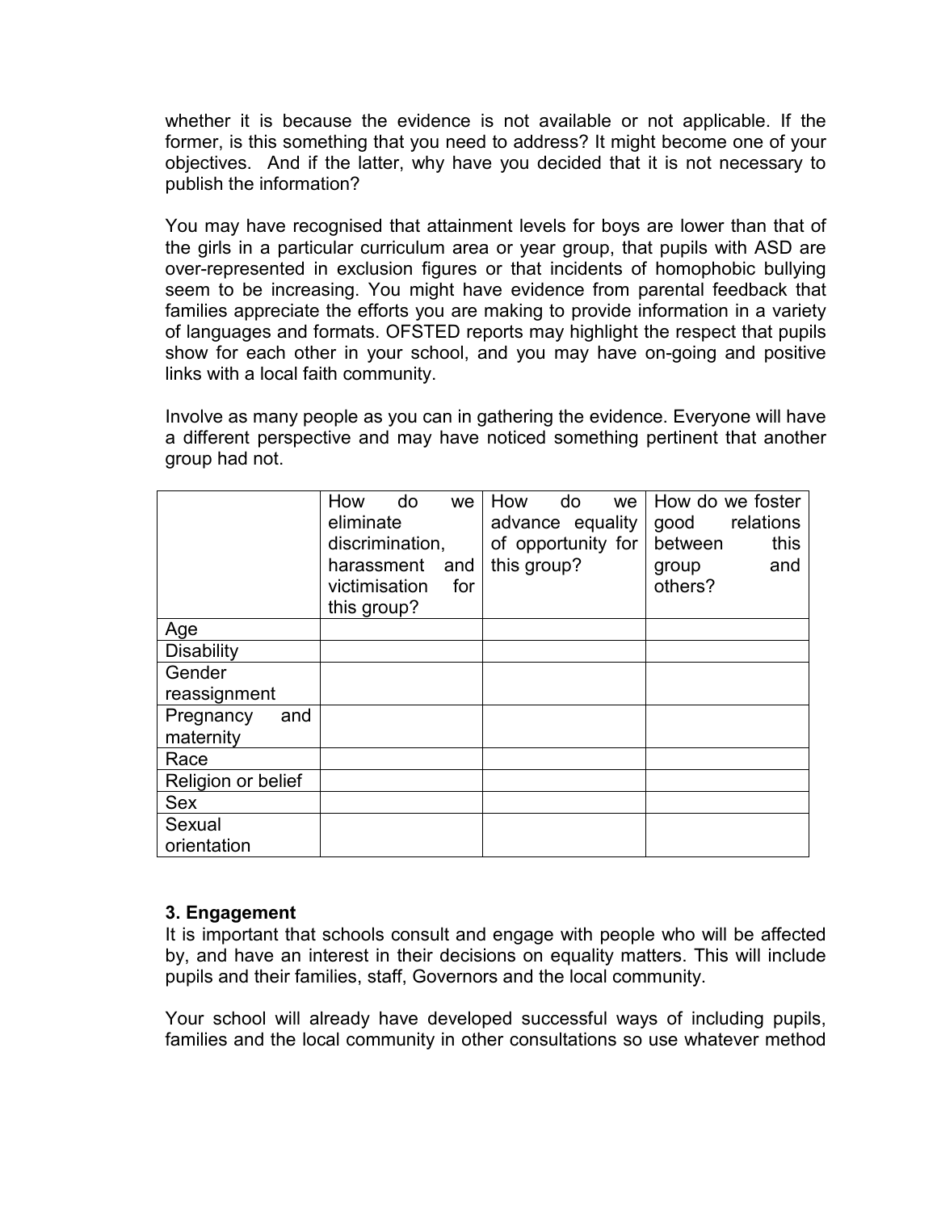whether it is because the evidence is not available or not applicable. If the former, is this something that you need to address? It might become one of your objectives. And if the latter, why have you decided that it is not necessary to publish the information?

You may have recognised that attainment levels for boys are lower than that of the girls in a particular curriculum area or year group, that pupils with ASD are over-represented in exclusion figures or that incidents of homophobic bullying seem to be increasing. You might have evidence from parental feedback that families appreciate the efforts you are making to provide information in a variety of languages and formats. OFSTED reports may highlight the respect that pupils show for each other in your school, and you may have on-going and positive links with a local faith community.

Involve as many people as you can in gathering the evidence. Everyone will have a different perspective and may have noticed something pertinent that another group had not.

| | How do we eliminate discrimination, harassment and victimisation for this group? | How do we advance equality of opportunity for this group? | How do we foster good relations between this group and others? |
|---|---|---|---|
| Age | | | |
| Disability | | | |
| Gender reassignment | | | |
| Pregnancy and maternity | | | |
| Race | | | |
| Religion or belief | | | |
| Sex | | | |
| Sexual orientation | | | |

**3. Engagement**

It is important that schools consult and engage with people who will be affected by, and have an interest in their decisions on equality matters. This will include pupils and their families, staff, Governors and the local community.

Your school will already have developed successful ways of including pupils, families and the local community in other consultations so use whatever method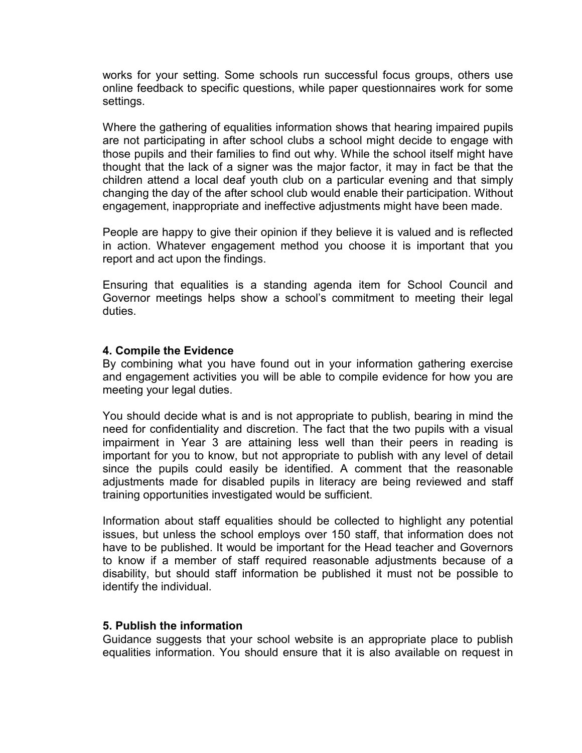works for your setting. Some schools run successful focus groups, others use online feedback to specific questions, while paper questionnaires work for some settings.

Where the gathering of equalities information shows that hearing impaired pupils are not participating in after school clubs a school might decide to engage with those pupils and their families to find out why. While the school itself might have thought that the lack of a signer was the major factor, it may in fact be that the children attend a local deaf youth club on a particular evening and that simply changing the day of the after school club would enable their participation. Without engagement, inappropriate and ineffective adjustments might have been made.

People are happy to give their opinion if they believe it is valued and is reflected in action. Whatever engagement method you choose it is important that you report and act upon the findings.

Ensuring that equalities is a standing agenda item for School Council and Governor meetings helps show a school's commitment to meeting their legal duties.

### 4. Compile the Evidence

By combining what you have found out in your information gathering exercise and engagement activities you will be able to compile evidence for how you are meeting your legal duties.

You should decide what is and is not appropriate to publish, bearing in mind the need for confidentiality and discretion. The fact that the two pupils with a visual impairment in Year 3 are attaining less well than their peers in reading is important for you to know, but not appropriate to publish with any level of detail since the pupils could easily be identified. A comment that the reasonable adjustments made for disabled pupils in literacy are being reviewed and staff training opportunities investigated would be sufficient.

Information about staff equalities should be collected to highlight any potential issues, but unless the school employs over 150 staff, that information does not have to be published. It would be important for the Head teacher and Governors to know if a member of staff required reasonable adjustments because of a disability, but should staff information be published it must not be possible to identify the individual.

### 5. Publish the information

Guidance suggests that your school website is an appropriate place to publish equalities information. You should ensure that it is also available on request in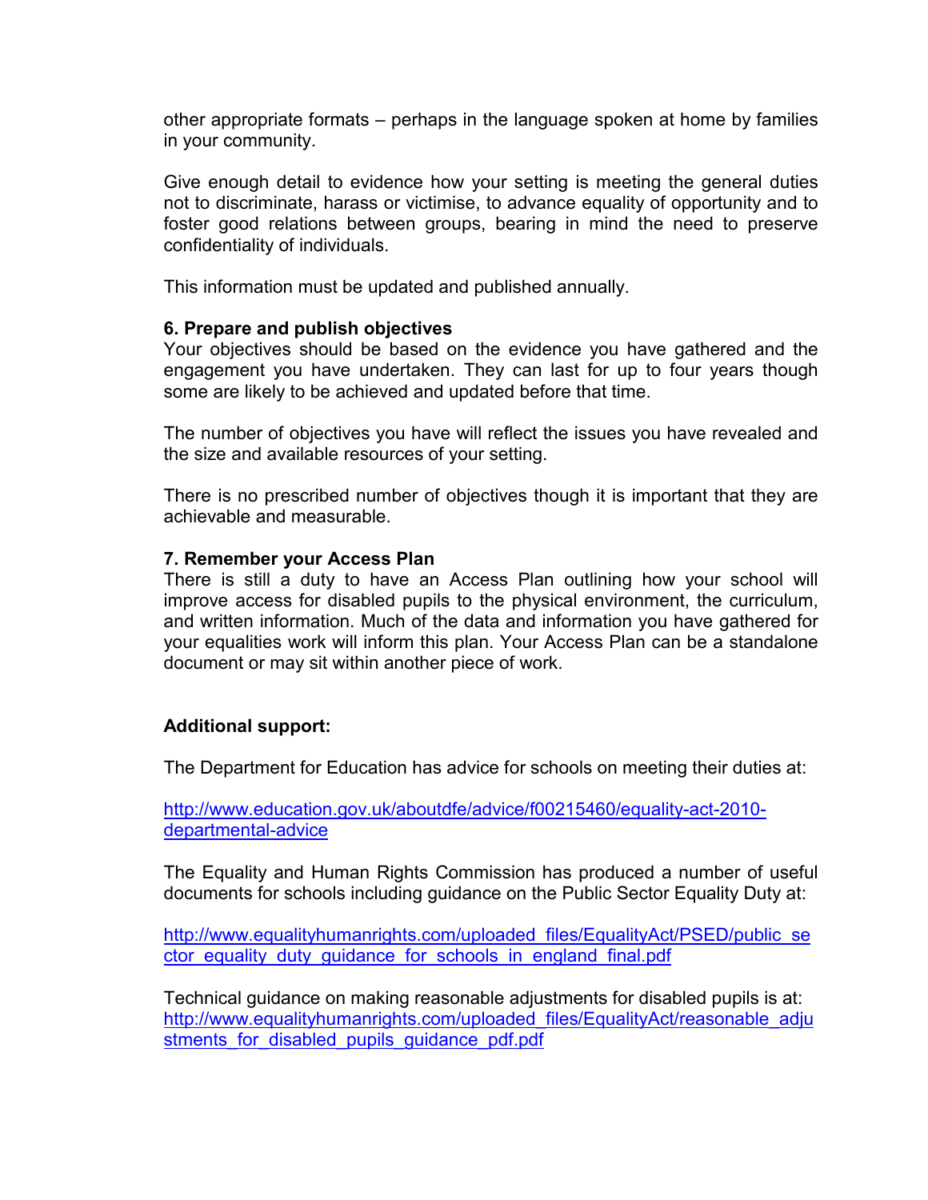other appropriate formats – perhaps in the language spoken at home by families in your community.

Give enough detail to evidence how your setting is meeting the general duties not to discriminate, harass or victimise, to advance equality of opportunity and to foster good relations between groups, bearing in mind the need to preserve confidentiality of individuals.

This information must be updated and published annually.

**6. Prepare and publish objectives**

Your objectives should be based on the evidence you have gathered and the engagement you have undertaken. They can last for up to four years though some are likely to be achieved and updated before that time.

The number of objectives you have will reflect the issues you have revealed and the size and available resources of your setting.

There is no prescribed number of objectives though it is important that they are achievable and measurable.

**7. Remember your Access Plan**

There is still a duty to have an Access Plan outlining how your school will improve access for disabled pupils to the physical environment, the curriculum, and written information. Much of the data and information you have gathered for your equalities work will inform this plan. Your Access Plan can be a standalone document or may sit within another piece of work.

**Additional support:**

The Department for Education has advice for schools on meeting their duties at:

http://www.education.gov.uk/aboutdfe/advice/f00215460/equality-act-2010-departmental-advice

The Equality and Human Rights Commission has produced a number of useful documents for schools including guidance on the Public Sector Equality Duty at:

http://www.equalityhumanrights.com/uploaded_files/EqualityAct/PSED/public_sector_equality_duty_guidance_for_schools_in_england_final.pdf

Technical guidance on making reasonable adjustments for disabled pupils is at:
http://www.equalityhumanrights.com/uploaded_files/EqualityAct/reasonable_adjustments_for_disabled_pupils_guidance_pdf.pdf